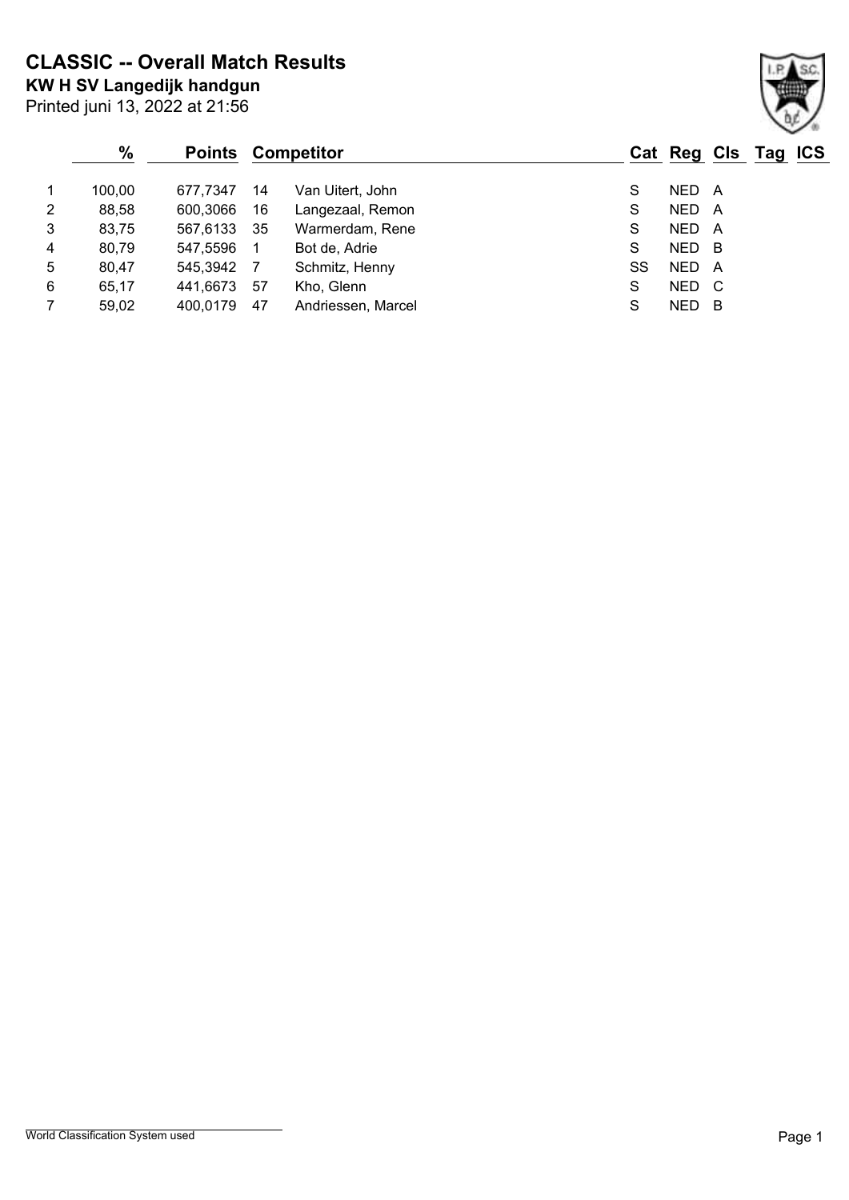# CLASSIC -- Overall Match Results

**KW H SV Langedijk handgun**

Printed juni 13, 2022 at 21:56

| | % | Points | Competitor | | Cat | Reg | Cls | Tag | ICS |
|---|---|---|---|---|---|---|---|---|---|
| 1 | 100,00 | 677,7347 | 14 | Van Uitert, John | S | NED | A | | |
| 2 | 88,58 | 600,3066 | 16 | Langezaal, Remon | S | NED | A | | |
| 3 | 83,75 | 567,6133 | 35 | Warmerdam, Rene | S | NED | A | | |
| 4 | 80,79 | 547,5596 | 1 | Bot de, Adrie | S | NED | B | | |
| 5 | 80,47 | 545,3942 | 7 | Schmitz, Henny | SS | NED | A | | |
| 6 | 65,17 | 441,6673 | 57 | Kho, Glenn | S | NED | C | | |
| 7 | 59,02 | 400,0179 | 47 | Andriessen, Marcel | S | NED | B | | |

World Classification System used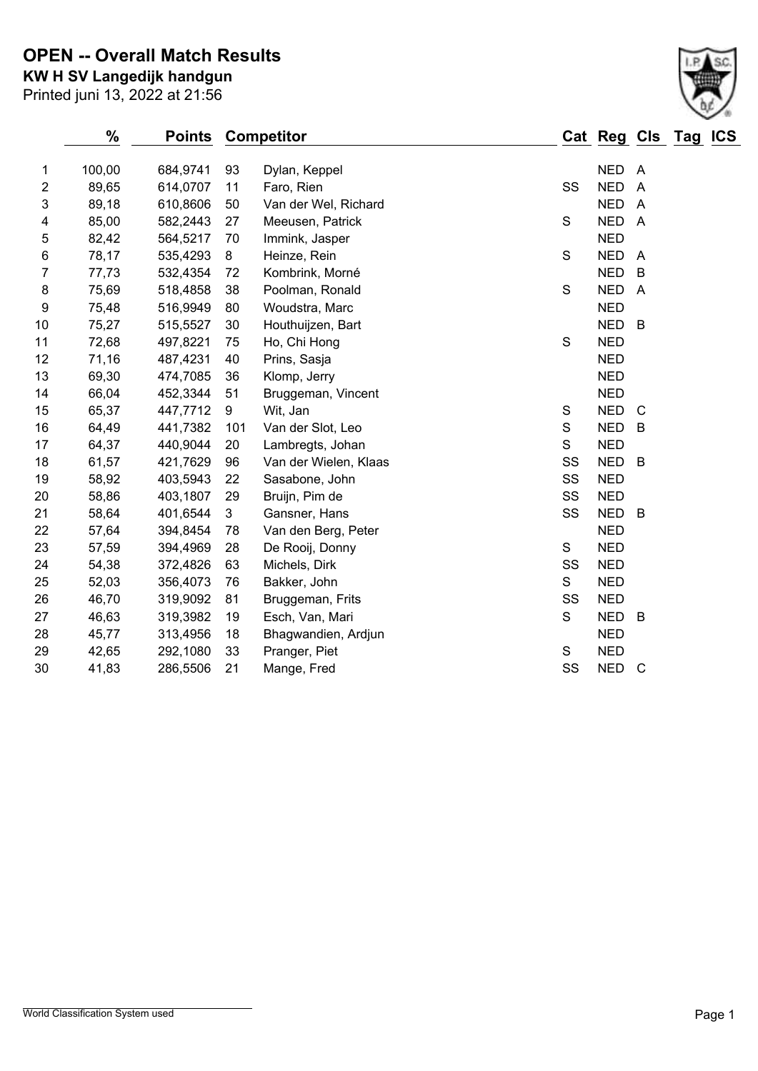# OPEN -- Overall Match Results

**KW H SV Langedijk handgun**

Printed juni 13, 2022 at 21:56

| | % | Points | Competitor | | Cat | Reg | Cls | Tag | ICS |
|---|---|---|---|---|---|---|---|---|---|
| 1 | 100,00 | 684,9741 | 93 | Dylan, Keppel | | NED | A | | |
| 2 | 89,65 | 614,0707 | 11 | Faro, Rien | SS | NED | A | | |
| 3 | 89,18 | 610,8606 | 50 | Van der Wel, Richard | | NED | A | | |
| 4 | 85,00 | 582,2443 | 27 | Meeusen, Patrick | S | NED | A | | |
| 5 | 82,42 | 564,5217 | 70 | Immink, Jasper | | NED | | | |
| 6 | 78,17 | 535,4293 | 8 | Heinze, Rein | S | NED | A | | |
| 7 | 77,73 | 532,4354 | 72 | Kombrink, Morné | | NED | B | | |
| 8 | 75,69 | 518,4858 | 38 | Poolman, Ronald | S | NED | A | | |
| 9 | 75,48 | 516,9949 | 80 | Woudstra, Marc | | NED | | | |
| 10 | 75,27 | 515,5527 | 30 | Houthuijzen, Bart | | NED | B | | |
| 11 | 72,68 | 497,8221 | 75 | Ho, Chi Hong | S | NED | | | |
| 12 | 71,16 | 487,4231 | 40 | Prins, Sasja | | NED | | | |
| 13 | 69,30 | 474,7085 | 36 | Klomp, Jerry | | NED | | | |
| 14 | 66,04 | 452,3344 | 51 | Bruggeman, Vincent | | NED | | | |
| 15 | 65,37 | 447,7712 | 9 | Wit, Jan | S | NED | C | | |
| 16 | 64,49 | 441,7382 | 101 | Van der Slot, Leo | S | NED | B | | |
| 17 | 64,37 | 440,9044 | 20 | Lambregts, Johan | S | NED | | | |
| 18 | 61,57 | 421,7629 | 96 | Van der Wielen, Klaas | SS | NED | B | | |
| 19 | 58,92 | 403,5943 | 22 | Sasabone, John | SS | NED | | | |
| 20 | 58,86 | 403,1807 | 29 | Bruijn, Pim de | SS | NED | | | |
| 21 | 58,64 | 401,6544 | 3 | Gansner, Hans | SS | NED | B | | |
| 22 | 57,64 | 394,8454 | 78 | Van den Berg, Peter | | NED | | | |
| 23 | 57,59 | 394,4969 | 28 | De Rooij, Donny | S | NED | | | |
| 24 | 54,38 | 372,4826 | 63 | Michels, Dirk | SS | NED | | | |
| 25 | 52,03 | 356,4073 | 76 | Bakker, John | S | NED | | | |
| 26 | 46,70 | 319,9092 | 81 | Bruggeman, Frits | SS | NED | | | |
| 27 | 46,63 | 319,3982 | 19 | Esch, Van, Mari | S | NED | B | | |
| 28 | 45,77 | 313,4956 | 18 | Bhagwandien, Ardjun | | NED | | | |
| 29 | 42,65 | 292,1080 | 33 | Pranger, Piet | S | NED | | | |
| 30 | 41,83 | 286,5506 | 21 | Mange, Fred | SS | NED | C | | |

World Classification System used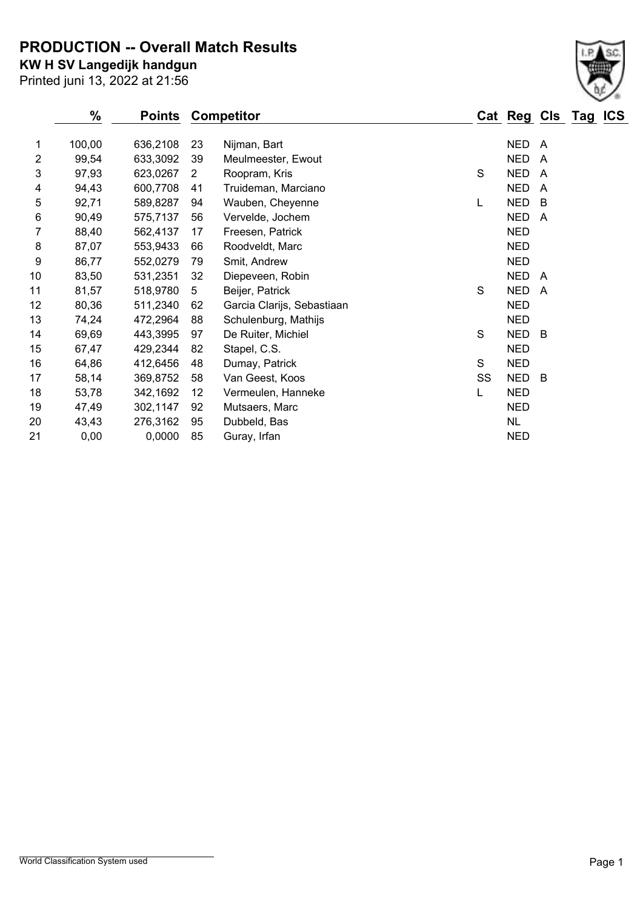# PRODUCTION -- Overall Match Results

**KW H SV Langedijk handgun**

Printed juni 13, 2022 at 21:56

| | % | Points | Competitor | | Cat | Reg | Cls | Tag | ICS |
|---|---|---|---|---|---|---|---|---|---|
| 1 | 100,00 | 636,2108 | 23 | Nijman, Bart | | NED | A | | |
| 2 | 99,54 | 633,3092 | 39 | Meulmeester, Ewout | | NED | A | | |
| 3 | 97,93 | 623,0267 | 2 | Roopram, Kris | S | NED | A | | |
| 4 | 94,43 | 600,7708 | 41 | Truideman, Marciano | | NED | A | | |
| 5 | 92,71 | 589,8287 | 94 | Wauben, Cheyenne | L | NED | B | | |
| 6 | 90,49 | 575,7137 | 56 | Vervelde, Jochem | | NED | A | | |
| 7 | 88,40 | 562,4137 | 17 | Freesen, Patrick | | NED | | | |
| 8 | 87,07 | 553,9433 | 66 | Roodveldt, Marc | | NED | | | |
| 9 | 86,77 | 552,0279 | 79 | Smit, Andrew | | NED | | | |
| 10 | 83,50 | 531,2351 | 32 | Diepeveen, Robin | | NED | A | | |
| 11 | 81,57 | 518,9780 | 5 | Beijer, Patrick | S | NED | A | | |
| 12 | 80,36 | 511,2340 | 62 | Garcia Clarijs, Sebastiaan | | NED | | | |
| 13 | 74,24 | 472,2964 | 88 | Schulenburg, Mathijs | | NED | | | |
| 14 | 69,69 | 443,3995 | 97 | De Ruiter, Michiel | S | NED | B | | |
| 15 | 67,47 | 429,2344 | 82 | Stapel, C.S. | | NED | | | |
| 16 | 64,86 | 412,6456 | 48 | Dumay, Patrick | S | NED | | | |
| 17 | 58,14 | 369,8752 | 58 | Van Geest, Koos | SS | NED | B | | |
| 18 | 53,78 | 342,1692 | 12 | Vermeulen, Hanneke | L | NED | | | |
| 19 | 47,49 | 302,1147 | 92 | Mutsaers, Marc | | NED | | | |
| 20 | 43,43 | 276,3162 | 95 | Dubbeld, Bas | | NL | | | |
| 21 | 0,00 | 0,0000 | 85 | Guray, Irfan | | NED | | | |

World Classification System used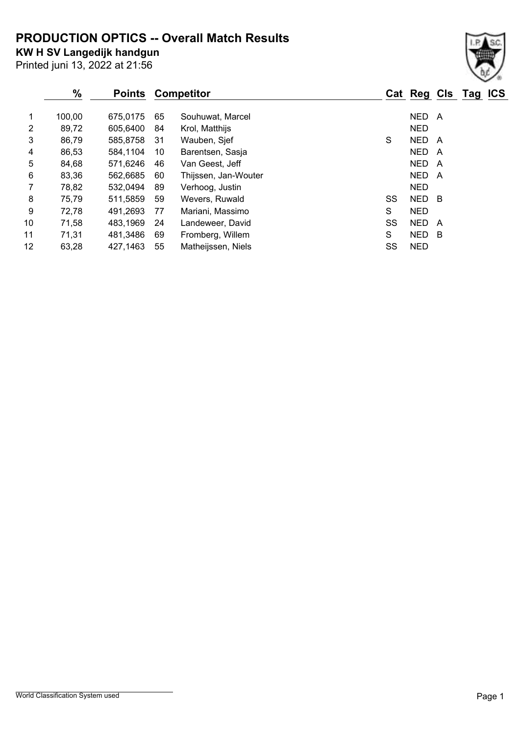# PRODUCTION OPTICS -- Overall Match Results

**KW H SV Langedijk handgun**

Printed juni 13, 2022 at 21:56

| | % | Points | Competitor | | Cat | Reg | Cls | Tag | ICS |
|---|---|---|---|---|---|---|---|---|---|
| 1 | 100,00 | 675,0175 | 65 | Souhuwat, Marcel | | NED | A | | |
| 2 | 89,72 | 605,6400 | 84 | Krol, Matthijs | | NED | | | |
| 3 | 86,79 | 585,8758 | 31 | Wauben, Sjef | S | NED | A | | |
| 4 | 86,53 | 584,1104 | 10 | Barentsen, Sasja | | NED | A | | |
| 5 | 84,68 | 571,6246 | 46 | Van Geest, Jeff | | NED | A | | |
| 6 | 83,36 | 562,6685 | 60 | Thijssen, Jan-Wouter | | NED | A | | |
| 7 | 78,82 | 532,0494 | 89 | Verhoog, Justin | | NED | | | |
| 8 | 75,79 | 511,5859 | 59 | Wevers, Ruwald | SS | NED | B | | |
| 9 | 72,78 | 491,2693 | 77 | Mariani, Massimo | S | NED | | | |
| 10 | 71,58 | 483,1969 | 24 | Landeweer, David | SS | NED | A | | |
| 11 | 71,31 | 481,3486 | 69 | Fromberg, Willem | S | NED | B | | |
| 12 | 63,28 | 427,1463 | 55 | Matheijssen, Niels | SS | NED | | | |

World Classification System used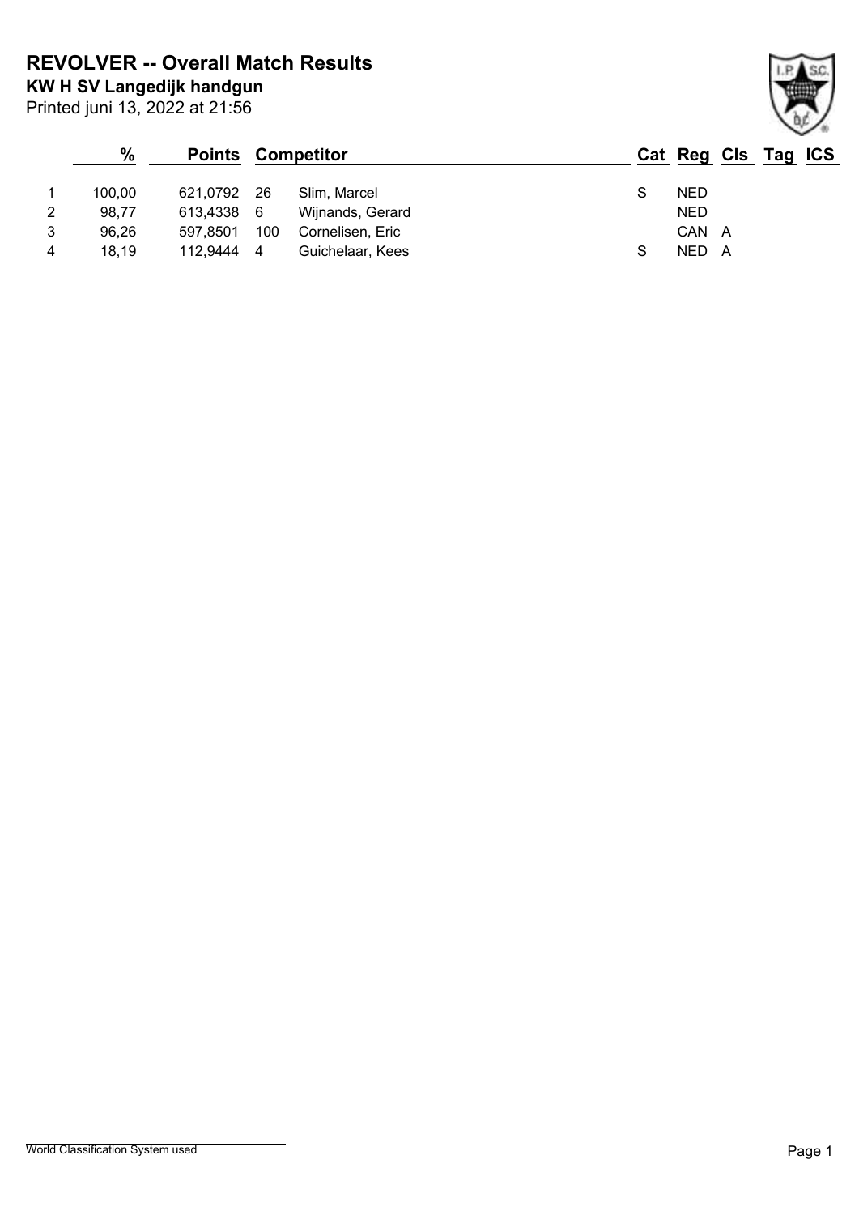# REVOLVER -- Overall Match Results

**KW H SV Langedijk handgun**

Printed juni 13, 2022 at 21:56

| | % | Points | | Competitor | Cat | Reg | Cls | Tag | ICS |
|---|---|---|---|---|---|---|---|---|---|
| 1 | 100,00 | 621,0792 | 26 | Slim, Marcel | S | NED | | | |
| 2 | 98,77 | 613,4338 | 6 | Wijnands, Gerard | | NED | | | |
| 3 | 96,26 | 597,8501 | 100 | Cornelisen, Eric | | CAN | A | | |
| 4 | 18,19 | 112,9444 | 4 | Guichelaar, Kees | S | NED | A | | |

World Classification System used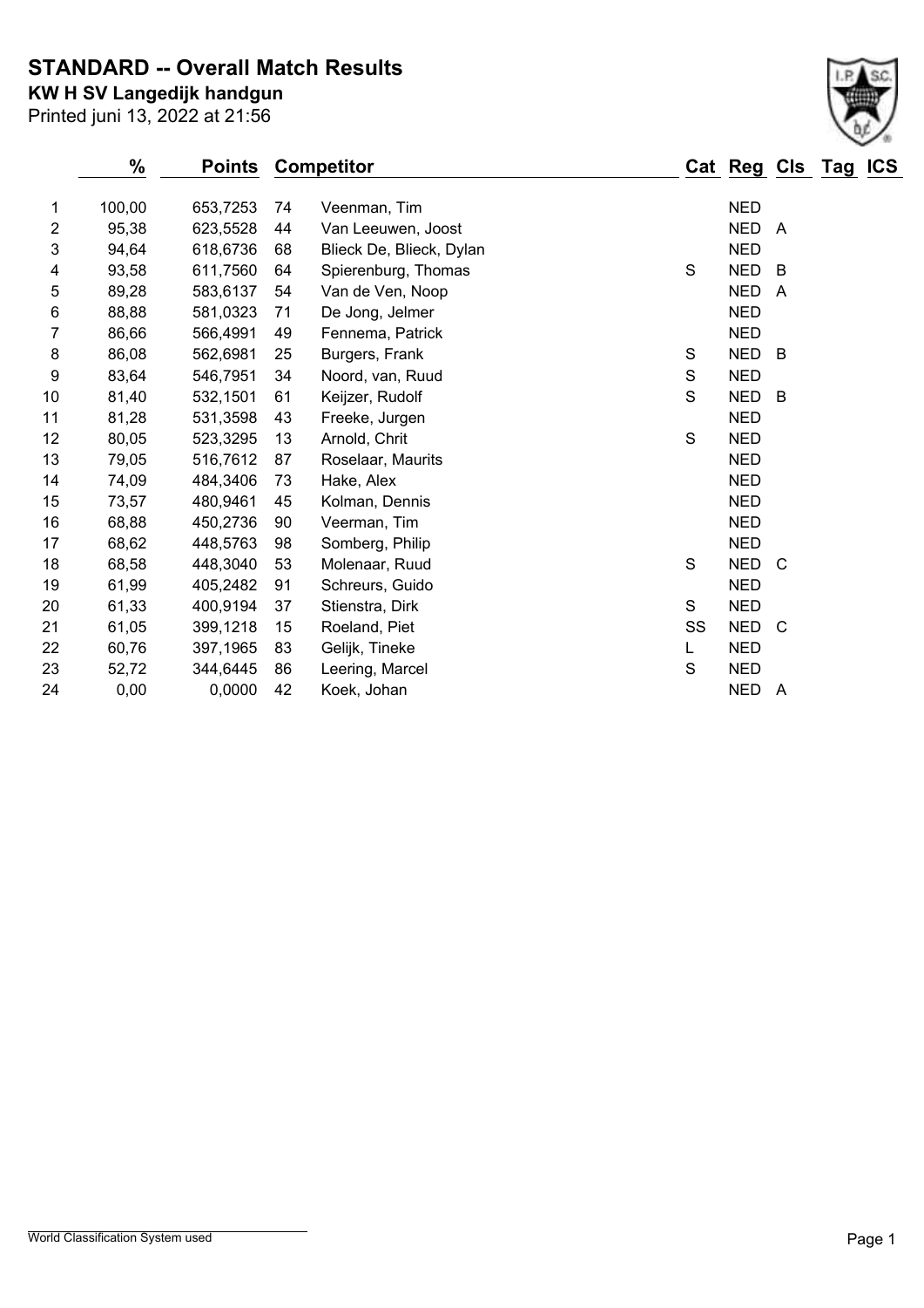# STANDARD -- Overall Match Results

**KW H SV Langedijk handgun**

Printed juni 13, 2022 at 21:56

|  | % | Points |  | Competitor | Cat | Reg | Cls | Tag | ICS |
|---|---|---|---|---|---|---|---|---|---|
| 1 | 100,00 | 653,7253 | 74 | Veenman, Tim |  | NED |  |  |  |
| 2 | 95,38 | 623,5528 | 44 | Van Leeuwen, Joost |  | NED | A |  |  |
| 3 | 94,64 | 618,6736 | 68 | Blieck De, Blieck, Dylan |  | NED |  |  |  |
| 4 | 93,58 | 611,7560 | 64 | Spierenburg, Thomas | S | NED | B |  |  |
| 5 | 89,28 | 583,6137 | 54 | Van de Ven, Noop |  | NED | A |  |  |
| 6 | 88,88 | 581,0323 | 71 | De Jong, Jelmer |  | NED |  |  |  |
| 7 | 86,66 | 566,4991 | 49 | Fennema, Patrick |  | NED |  |  |  |
| 8 | 86,08 | 562,6981 | 25 | Burgers, Frank | S | NED | B |  |  |
| 9 | 83,64 | 546,7951 | 34 | Noord, van, Ruud | S | NED |  |  |  |
| 10 | 81,40 | 532,1501 | 61 | Keijzer, Rudolf | S | NED | B |  |  |
| 11 | 81,28 | 531,3598 | 43 | Freeke, Jurgen |  | NED |  |  |  |
| 12 | 80,05 | 523,3295 | 13 | Arnold, Chrit | S | NED |  |  |  |
| 13 | 79,05 | 516,7612 | 87 | Roselaar, Maurits |  | NED |  |  |  |
| 14 | 74,09 | 484,3406 | 73 | Hake, Alex |  | NED |  |  |  |
| 15 | 73,57 | 480,9461 | 45 | Kolman, Dennis |  | NED |  |  |  |
| 16 | 68,88 | 450,2736 | 90 | Veerman, Tim |  | NED |  |  |  |
| 17 | 68,62 | 448,5763 | 98 | Somberg, Philip |  | NED |  |  |  |
| 18 | 68,58 | 448,3040 | 53 | Molenaar, Ruud | S | NED | C |  |  |
| 19 | 61,99 | 405,2482 | 91 | Schreurs, Guido |  | NED |  |  |  |
| 20 | 61,33 | 400,9194 | 37 | Stienstra, Dirk | S | NED |  |  |  |
| 21 | 61,05 | 399,1218 | 15 | Roeland, Piet | SS | NED | C |  |  |
| 22 | 60,76 | 397,1965 | 83 | Gelijk, Tineke | L | NED |  |  |  |
| 23 | 52,72 | 344,6445 | 86 | Leering, Marcel | S | NED |  |  |  |
| 24 | 0,00 | 0,0000 | 42 | Koek, Johan |  | NED | A |  |  |

World Classification System used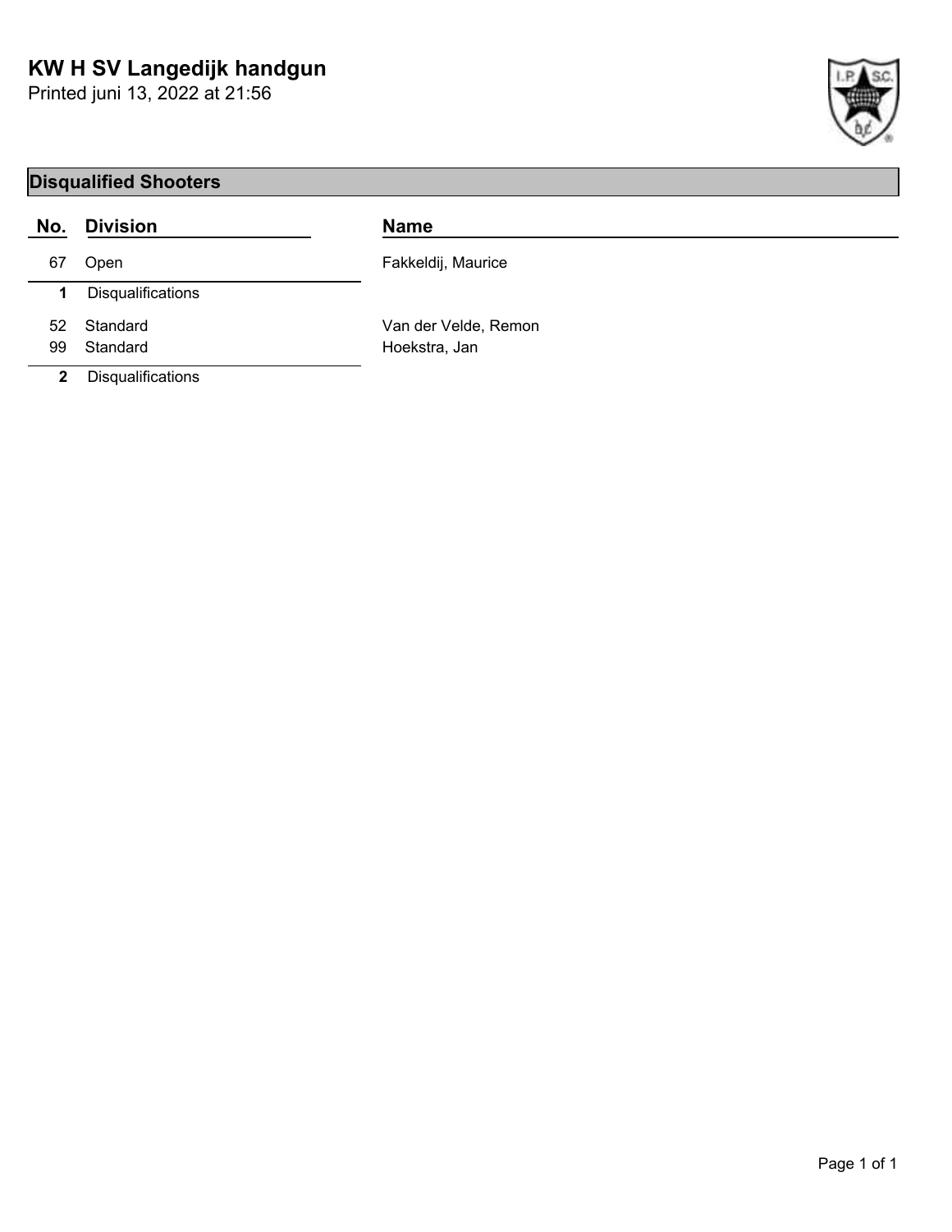# KW H SV Langedijk handgun

Printed juni 13, 2022 at 21:56

## Disqualified Shooters

| No. | Division | Name |
|---|---|---|
| 67 | Open | Fakkeldij, Maurice |
| **1** | Disqualifications | |
| 52 | Standard | Van der Velde, Remon |
| 99 | Standard | Hoekstra, Jan |
| **2** | Disqualifications | |